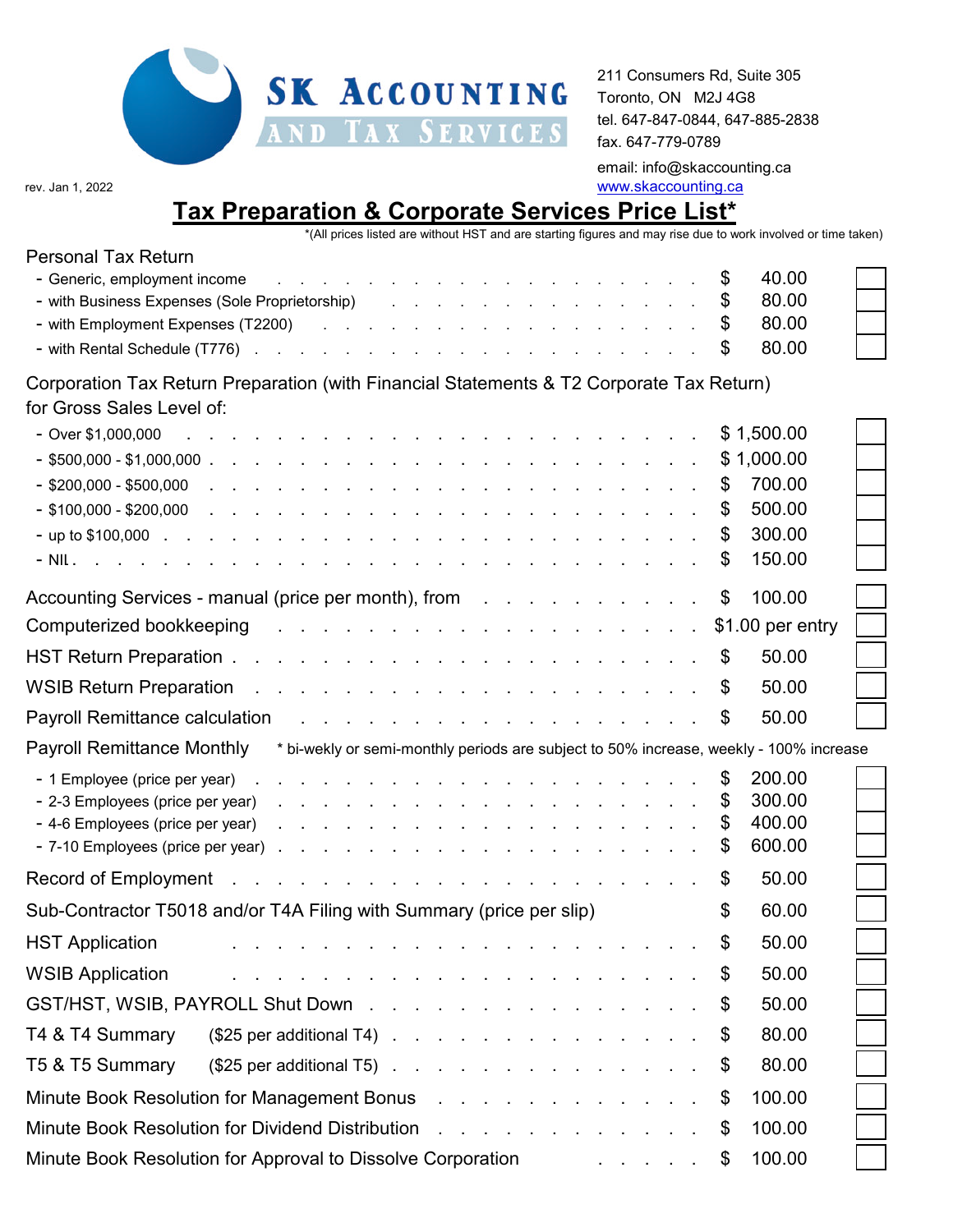**SK ACCOUNTING AND TAX SERVICES**

211 Consumers Rd, Suite 305
Toronto, ON M2J 4G8
tel. 647-847-0844, 647-885-2838
fax. 647-779-0789
email: info@skaccounting.ca
www.skaccounting.ca

rev. Jan 1, 2022

# Tax Preparation & Corporate Services Price List*

*(All prices listed are without HST and are starting figures and may rise due to work involved or time taken)

## Personal Tax Return

| Service | Price |
|---|---|
| - Generic, employment income | $ 40.00 |
| - with Business Expenses (Sole Proprietorship) | $ 80.00 |
| - with Employment Expenses (T2200) | $ 80.00 |
| - with Rental Schedule (T776) | $ 80.00 |

## Corporation Tax Return Preparation (with Financial Statements & T2 Corporate Tax Return) for Gross Sales Level of:

| Service | Price |
|---|---|
| - Over $1,000,000 | $ 1,500.00 |
| - $500,000 - $1,000,000 | $ 1,000.00 |
| - $200,000 - $500,000 | $ 700.00 |
| - $100,000 - $200,000 | $ 500.00 |
| - up to $100,000 | $ 300.00 |
| - NIL | $ 150.00 |

| Service | Price |
|---|---|
| Accounting Services - manual (price per month), from | $ 100.00 |
| Computerized bookkeeping | $1.00 per entry |
| HST Return Preparation | $ 50.00 |
| WSIB Return Preparation | $ 50.00 |
| Payroll Remittance calculation | $ 50.00 |

## Payroll Remittance Monthly

* bi-wekly or semi-monthly periods are subject to 50% increase, weekly - 100% increase

| Service | Price |
|---|---|
| - 1 Employee (price per year) | $ 200.00 |
| - 2-3 Employees (price per year) | $ 300.00 |
| - 4-6 Employees (price per year) | $ 400.00 |
| - 7-10 Employees (price per year) | $ 600.00 |

| Service | Price |
|---|---|
| Record of Employment | $ 50.00 |
| Sub-Contractor T5018 and/or T4A Filing with Summary (price per slip) | $ 60.00 |
| HST Application | $ 50.00 |
| WSIB Application | $ 50.00 |
| GST/HST, WSIB, PAYROLL Shut Down | $ 50.00 |
| T4 & T4 Summary ($25 per additional T4) | $ 80.00 |
| T5 & T5 Summary ($25 per additional T5) | $ 80.00 |
| Minute Book Resolution for Management Bonus | $ 100.00 |
| Minute Book Resolution for Dividend Distribution | $ 100.00 |
| Minute Book Resolution for Approval to Dissolve Corporation | $ 100.00 |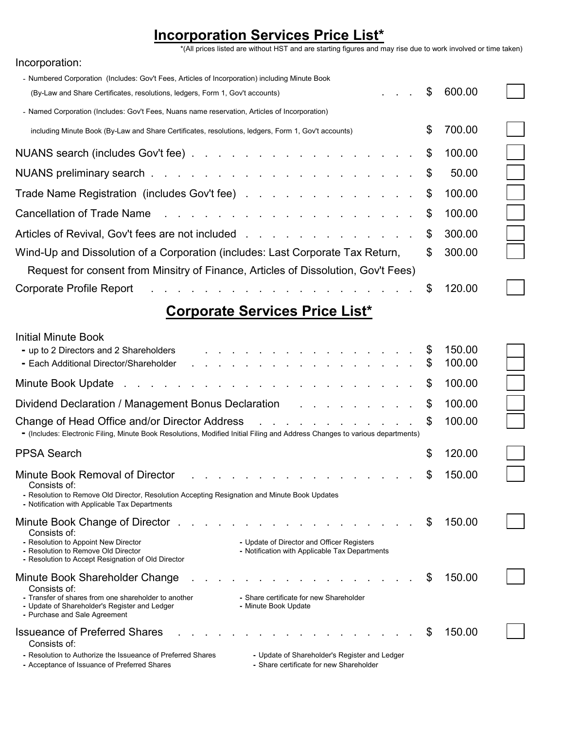# Incorporation Services Price List*

*(All prices listed are without HST and are starting figures and may rise due to work involved or time taken)

Incorporation:

| | | |
|---|---|---|
| - Numbered Corporation (Includes: Gov't Fees, Articles of Incorporation) including Minute Book (By-Law and Share Certificates, resolutions, ledgers, Form 1, Gov't accounts) | $ 600.00 | ☐ |
| - Named Corporation (Includes: Gov't Fees, Nuans name reservation, Articles of Incorporation) including Minute Book (By-Law and Share Certificates, resolutions, ledgers, Form 1, Gov't accounts) | $ 700.00 | ☐ |
| NUANS search (includes Gov't fee) | $ 100.00 | ☐ |
| NUANS preliminary search | $ 50.00 | ☐ |
| Trade Name Registration (includes Gov't fee) | $ 100.00 | ☐ |
| Cancellation of Trade Name | $ 100.00 | ☐ |
| Articles of Revival, Gov't fees are not included | $ 300.00 | ☐ |
| Wind-Up and Dissolution of a Corporation (includes: Last Corporate Tax Return, Request for consent from Minsitry of Finance, Articles of Dissolution, Gov't Fees) | $ 300.00 | ☐ |
| Corporate Profile Report | $ 120.00 | ☐ |

# Corporate Services Price List*

| | | |
|---|---|---|
| Initial Minute Book | | |
| - up to 2 Directors and 2 Shareholders | $ 150.00 | ☐ |
| - Each Additional Director/Shareholder | $ 100.00 | ☐ |
| Minute Book Update | $ 100.00 | ☐ |
| Dividend Declaration / Management Bonus Declaration | $ 100.00 | ☐ |
| Change of Head Office and/or Director Address<br>- (Includes: Electronic Filing, Minute Book Resolutions, Modified Initial Filing and Address Changes to various departments) | $ 100.00 | ☐ |
| PPSA Search | $ 120.00 | ☐ |
| Minute Book Removal of Director | $ 150.00 | ☐ |
| Minute Book Change of Director | $ 150.00 | ☐ |
| Minute Book Shareholder Change | $ 150.00 | ☐ |
| Issueance of Preferred Shares | $ 150.00 | ☐ |

**Minute Book Removal of Director** — Consists of:
- Resolution to Remove Old Director, Resolution Accepting Resignation and Minute Book Updates
- Notification with Applicable Tax Departments

**Minute Book Change of Director** — Consists of:
- Resolution to Appoint New Director
- Resolution to Remove Old Director
- Resolution to Accept Resignation of Old Director
- Update of Director and Officer Registers
- Notification with Applicable Tax Departments

**Minute Book Shareholder Change** — Consists of:
- Transfer of shares from one shareholder to another
- Update of Shareholder's Register and Ledger
- Purchase and Sale Agreement
- Share certificate for new Shareholder
- Minute Book Update

**Issueance of Preferred Shares** — Consists of:
- Resolution to Authorize the Issueance of Preferred Shares
- Acceptance of Issuance of Preferred Shares
- Update of Shareholder's Register and Ledger
- Share certificate for new Shareholder